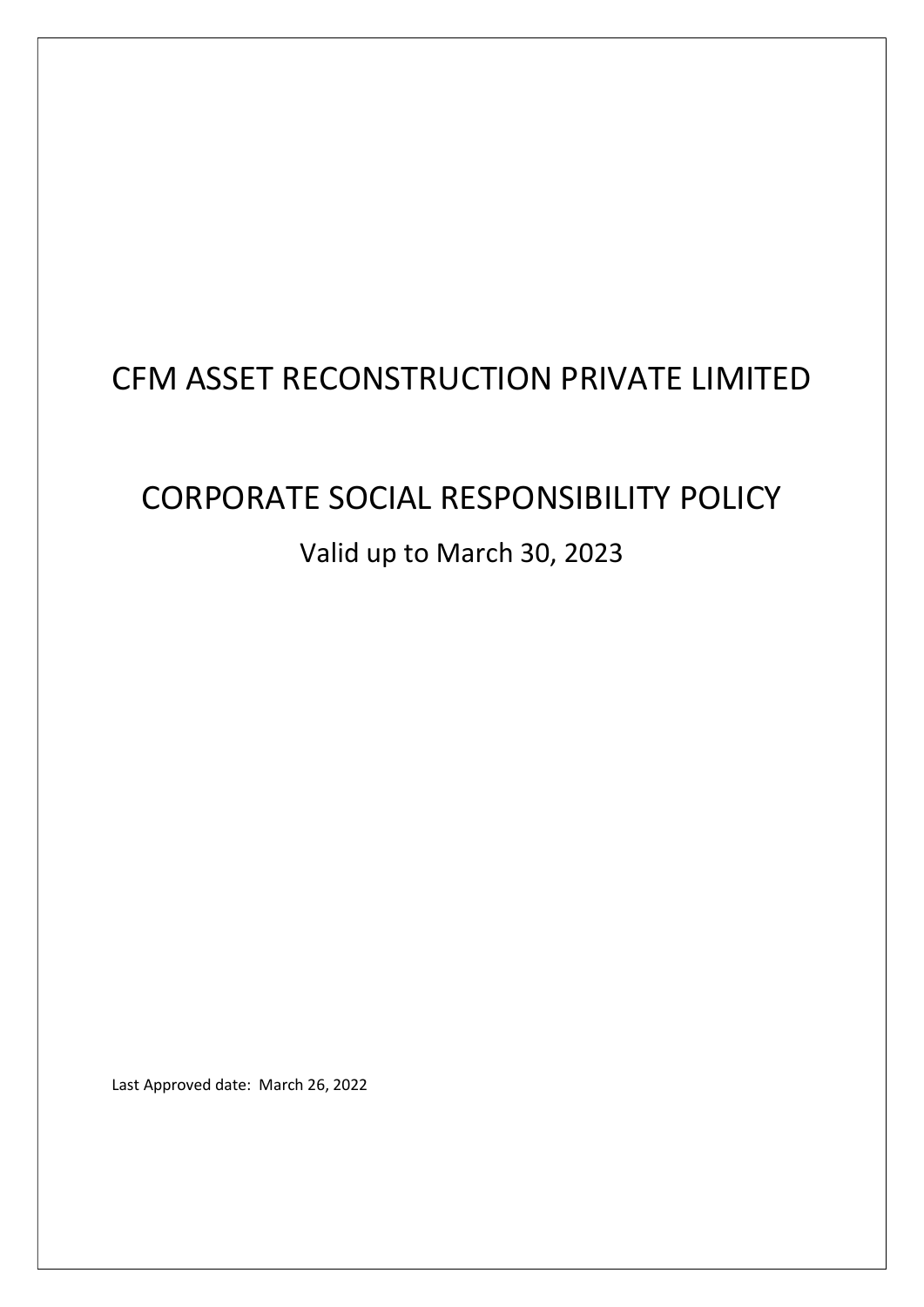# CFM ASSET RECONSTRUCTION PRIVATE LIMITED

# CORPORATE SOCIAL RESPONSIBILITY POLICY

## Valid up to March 30, 2023

Last Approved date: March 26, 2022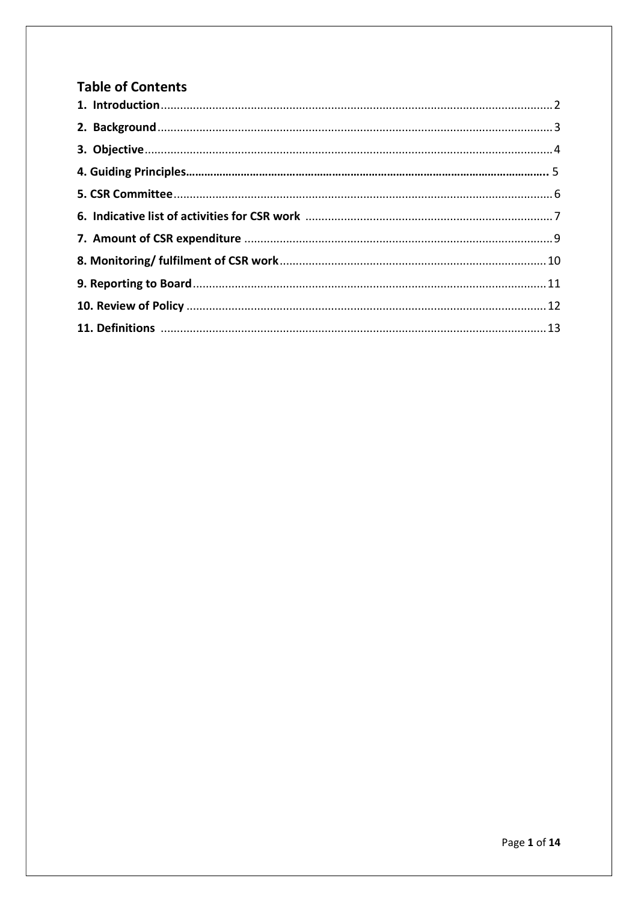## Table of Contents

**1. Introduction** ........................................................................ 2

**2. Background** ........................................................................ 3

**3. Objective** ........................................................................ 4

**4. Guiding Principles** ........................................................................ 5

**5. CSR Committee** ........................................................................ 6

**6. Indicative list of activities for CSR work** ........................................................................ 7

**7. Amount of CSR expenditure** ........................................................................ 9

**8. Monitoring/ fulfilment of CSR work** ........................................................................ 10

**9. Reporting to Board** ........................................................................ 11

**10. Review of Policy** ........................................................................ 12

**11. Definitions** ........................................................................ 13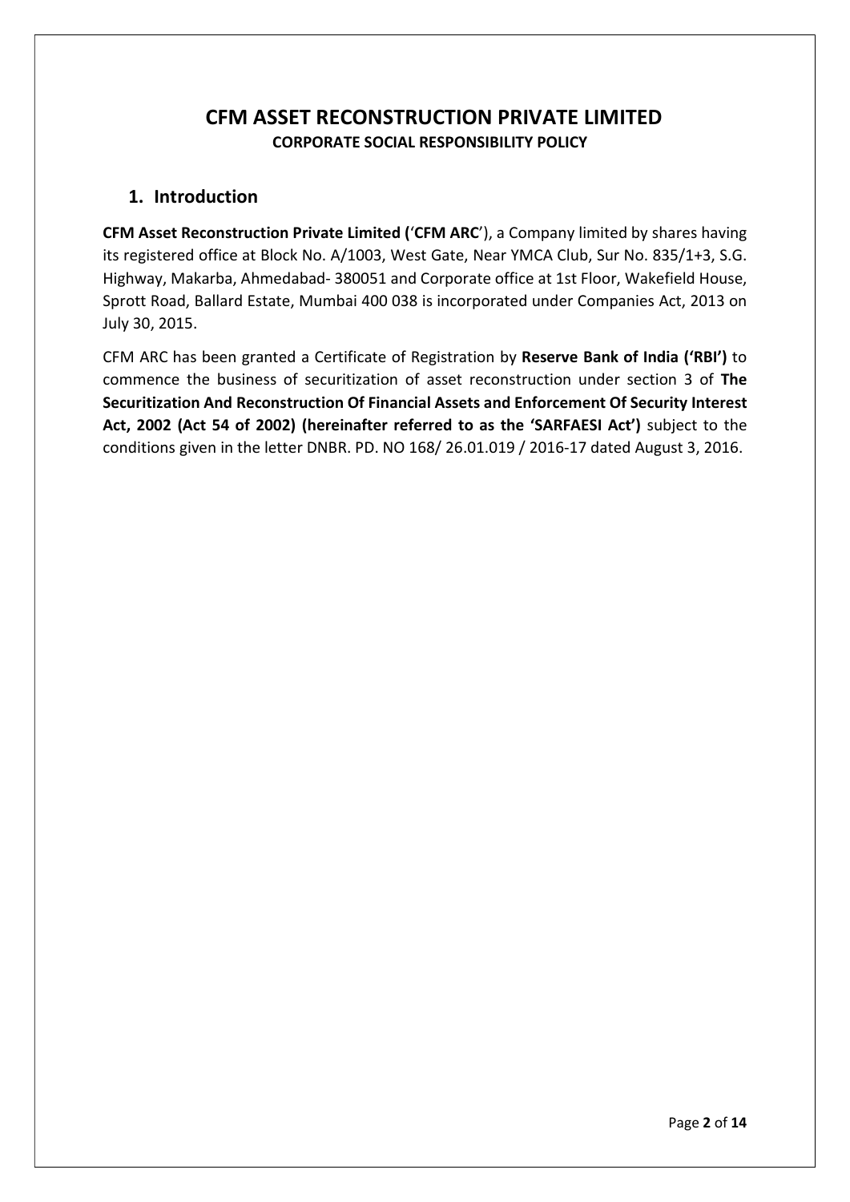# CFM ASSET RECONSTRUCTION PRIVATE LIMITED

**CORPORATE SOCIAL RESPONSIBILITY POLICY**

## 1. Introduction

**CFM Asset Reconstruction Private Limited** ('**CFM ARC**'), a Company limited by shares having its registered office at Block No. A/1003, West Gate, Near YMCA Club, Sur No. 835/1+3, S.G. Highway, Makarba, Ahmedabad- 380051 and Corporate office at 1st Floor, Wakefield House, Sprott Road, Ballard Estate, Mumbai 400 038 is incorporated under Companies Act, 2013 on July 30, 2015.

CFM ARC has been granted a Certificate of Registration by **Reserve Bank of India ('RBI')** to commence the business of securitization of asset reconstruction under section 3 of **The Securitization And Reconstruction Of Financial Assets and Enforcement Of Security Interest Act, 2002 (Act 54 of 2002) (hereinafter referred to as the 'SARFAESI Act')** subject to the conditions given in the letter DNBR. PD. NO 168/ 26.01.019 / 2016-17 dated August 3, 2016.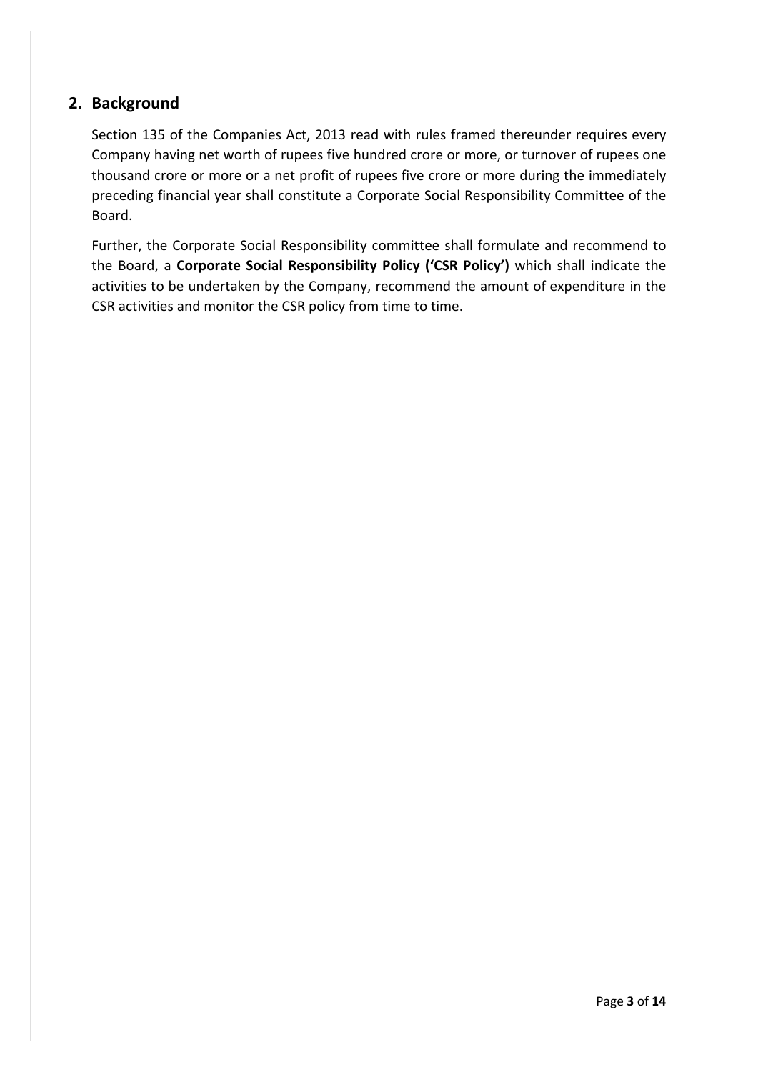## 2. Background

Section 135 of the Companies Act, 2013 read with rules framed thereunder requires every Company having net worth of rupees five hundred crore or more, or turnover of rupees one thousand crore or more or a net profit of rupees five crore or more during the immediately preceding financial year shall constitute a Corporate Social Responsibility Committee of the Board.

Further, the Corporate Social Responsibility committee shall formulate and recommend to the Board, a **Corporate Social Responsibility Policy ('CSR Policy')** which shall indicate the activities to be undertaken by the Company, recommend the amount of expenditure in the CSR activities and monitor the CSR policy from time to time.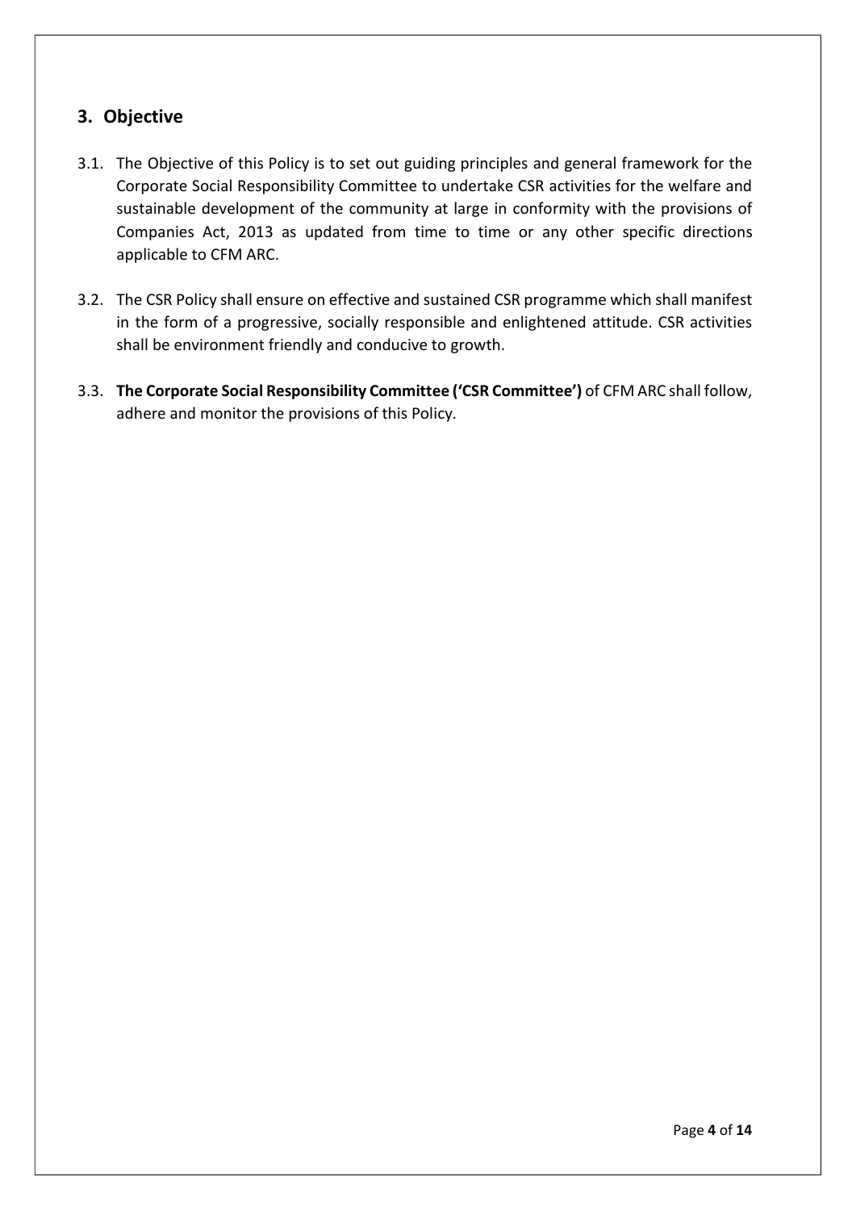## 3. Objective

3.1. The Objective of this Policy is to set out guiding principles and general framework for the Corporate Social Responsibility Committee to undertake CSR activities for the welfare and sustainable development of the community at large in conformity with the provisions of Companies Act, 2013 as updated from time to time or any other specific directions applicable to CFM ARC.

3.2. The CSR Policy shall ensure on effective and sustained CSR programme which shall manifest in the form of a progressive, socially responsible and enlightened attitude. CSR activities shall be environment friendly and conducive to growth.

3.3. **The Corporate Social Responsibility Committee ('CSR Committee')** of CFM ARC shall follow, adhere and monitor the provisions of this Policy.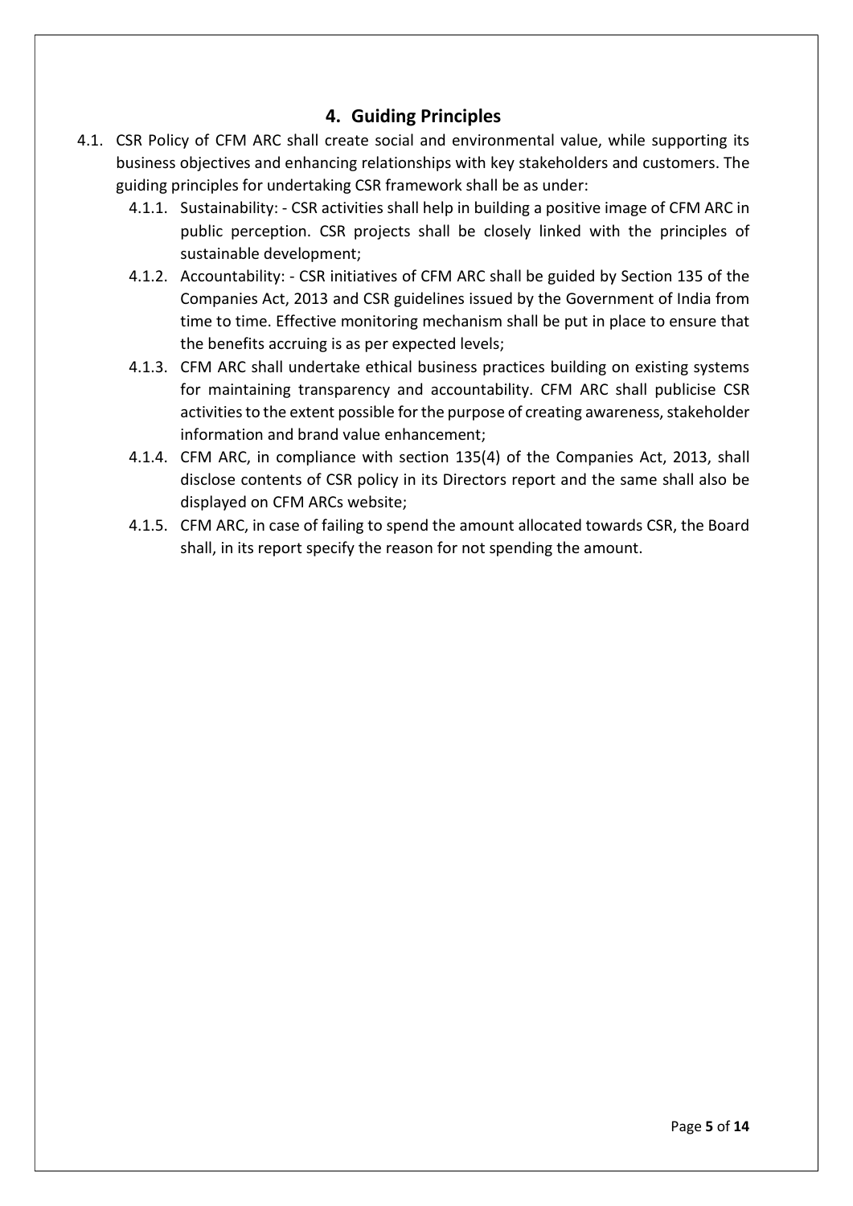## 4. Guiding Principles

4.1. CSR Policy of CFM ARC shall create social and environmental value, while supporting its business objectives and enhancing relationships with key stakeholders and customers. The guiding principles for undertaking CSR framework shall be as under:

4.1.1. Sustainability: - CSR activities shall help in building a positive image of CFM ARC in public perception. CSR projects shall be closely linked with the principles of sustainable development;

4.1.2. Accountability: - CSR initiatives of CFM ARC shall be guided by Section 135 of the Companies Act, 2013 and CSR guidelines issued by the Government of India from time to time. Effective monitoring mechanism shall be put in place to ensure that the benefits accruing is as per expected levels;

4.1.3. CFM ARC shall undertake ethical business practices building on existing systems for maintaining transparency and accountability. CFM ARC shall publicise CSR activities to the extent possible for the purpose of creating awareness, stakeholder information and brand value enhancement;

4.1.4. CFM ARC, in compliance with section 135(4) of the Companies Act, 2013, shall disclose contents of CSR policy in its Directors report and the same shall also be displayed on CFM ARCs website;

4.1.5. CFM ARC, in case of failing to spend the amount allocated towards CSR, the Board shall, in its report specify the reason for not spending the amount.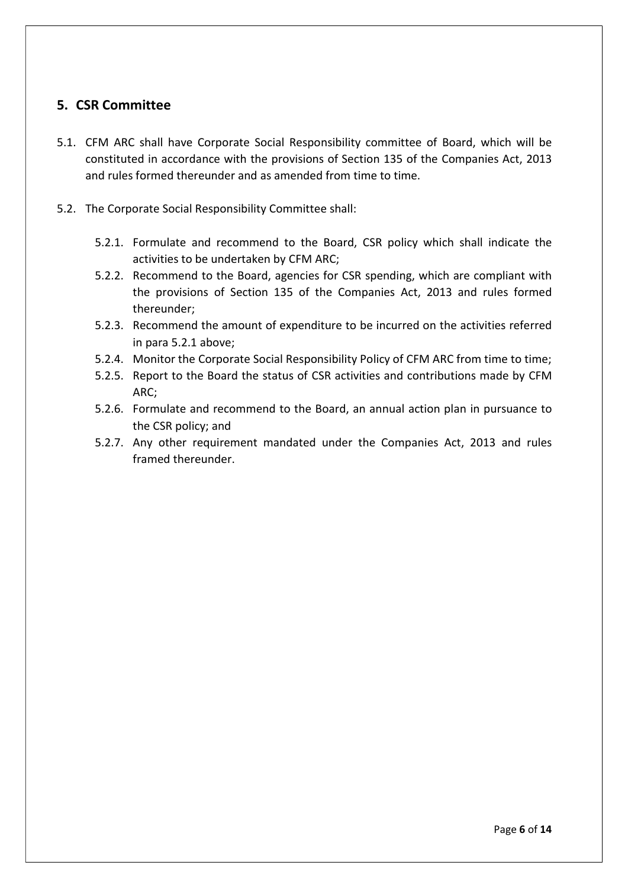## 5. CSR Committee

5.1. CFM ARC shall have Corporate Social Responsibility committee of Board, which will be constituted in accordance with the provisions of Section 135 of the Companies Act, 2013 and rules formed thereunder and as amended from time to time.

5.2. The Corporate Social Responsibility Committee shall:

- 5.2.1. Formulate and recommend to the Board, CSR policy which shall indicate the activities to be undertaken by CFM ARC;
- 5.2.2. Recommend to the Board, agencies for CSR spending, which are compliant with the provisions of Section 135 of the Companies Act, 2013 and rules formed thereunder;
- 5.2.3. Recommend the amount of expenditure to be incurred on the activities referred in para 5.2.1 above;
- 5.2.4. Monitor the Corporate Social Responsibility Policy of CFM ARC from time to time;
- 5.2.5. Report to the Board the status of CSR activities and contributions made by CFM ARC;
- 5.2.6. Formulate and recommend to the Board, an annual action plan in pursuance to the CSR policy; and
- 5.2.7. Any other requirement mandated under the Companies Act, 2013 and rules framed thereunder.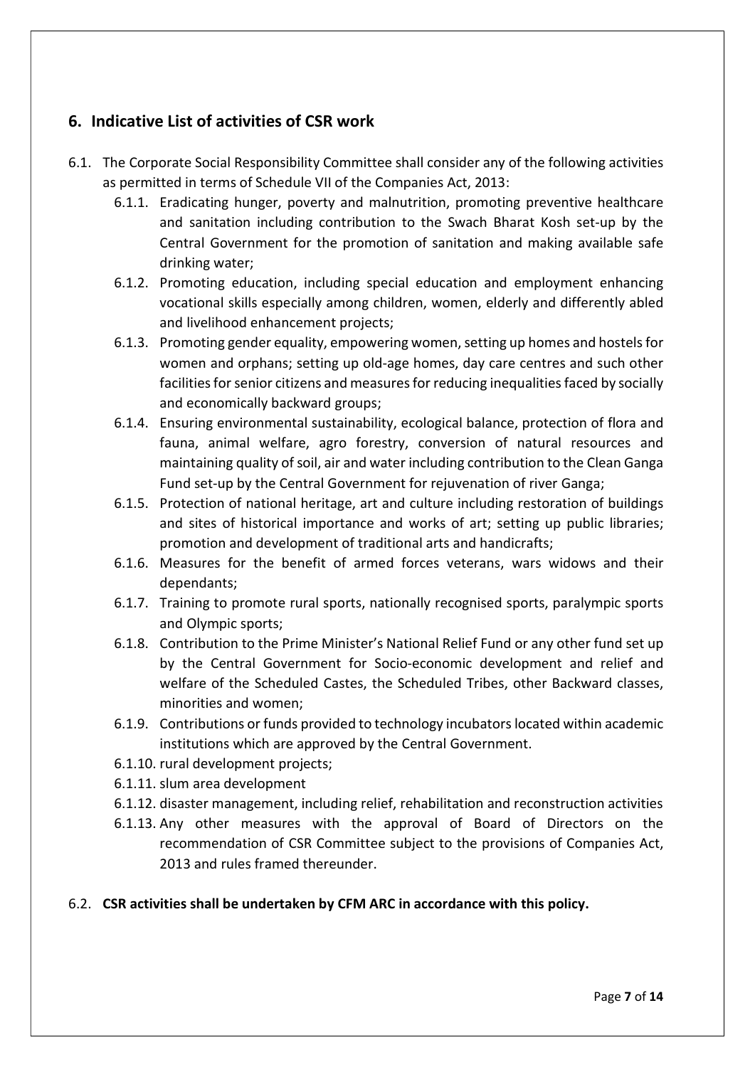## 6. Indicative List of activities of CSR work

6.1. The Corporate Social Responsibility Committee shall consider any of the following activities as permitted in terms of Schedule VII of the Companies Act, 2013:

   6.1.1. Eradicating hunger, poverty and malnutrition, promoting preventive healthcare and sanitation including contribution to the Swach Bharat Kosh set-up by the Central Government for the promotion of sanitation and making available safe drinking water;

   6.1.2. Promoting education, including special education and employment enhancing vocational skills especially among children, women, elderly and differently abled and livelihood enhancement projects;

   6.1.3. Promoting gender equality, empowering women, setting up homes and hostels for women and orphans; setting up old-age homes, day care centres and such other facilities for senior citizens and measures for reducing inequalities faced by socially and economically backward groups;

   6.1.4. Ensuring environmental sustainability, ecological balance, protection of flora and fauna, animal welfare, agro forestry, conversion of natural resources and maintaining quality of soil, air and water including contribution to the Clean Ganga Fund set-up by the Central Government for rejuvenation of river Ganga;

   6.1.5. Protection of national heritage, art and culture including restoration of buildings and sites of historical importance and works of art; setting up public libraries; promotion and development of traditional arts and handicrafts;

   6.1.6. Measures for the benefit of armed forces veterans, wars widows and their dependants;

   6.1.7. Training to promote rural sports, nationally recognised sports, paralympic sports and Olympic sports;

   6.1.8. Contribution to the Prime Minister's National Relief Fund or any other fund set up by the Central Government for Socio-economic development and relief and welfare of the Scheduled Castes, the Scheduled Tribes, other Backward classes, minorities and women;

   6.1.9. Contributions or funds provided to technology incubators located within academic institutions which are approved by the Central Government.

   6.1.10. rural development projects;

   6.1.11. slum area development

   6.1.12. disaster management, including relief, rehabilitation and reconstruction activities

   6.1.13. Any other measures with the approval of Board of Directors on the recommendation of CSR Committee subject to the provisions of Companies Act, 2013 and rules framed thereunder.

6.2. **CSR activities shall be undertaken by CFM ARC in accordance with this policy.**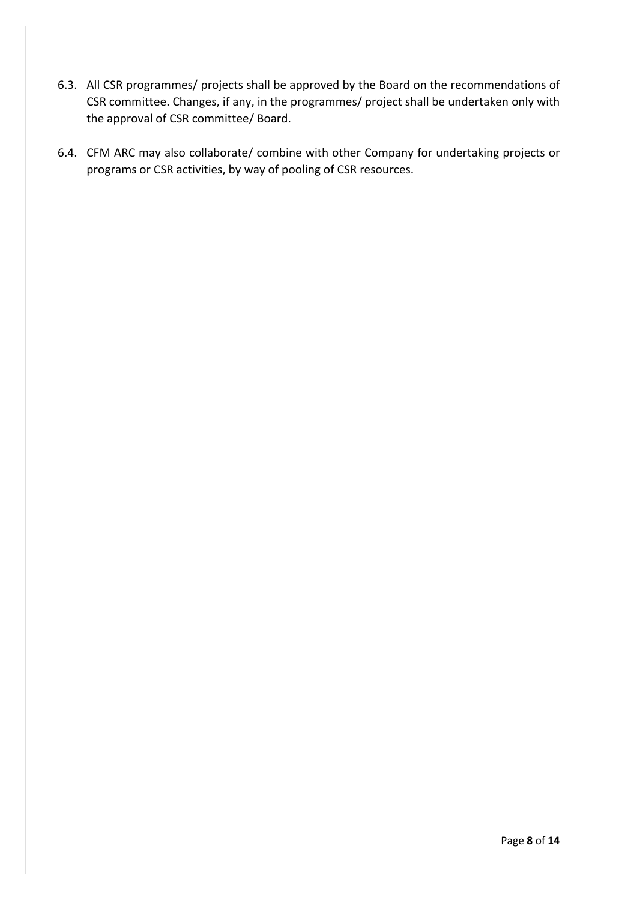6.3. All CSR programmes/ projects shall be approved by the Board on the recommendations of CSR committee. Changes, if any, in the programmes/ project shall be undertaken only with the approval of CSR committee/ Board.

6.4. CFM ARC may also collaborate/ combine with other Company for undertaking projects or programs or CSR activities, by way of pooling of CSR resources.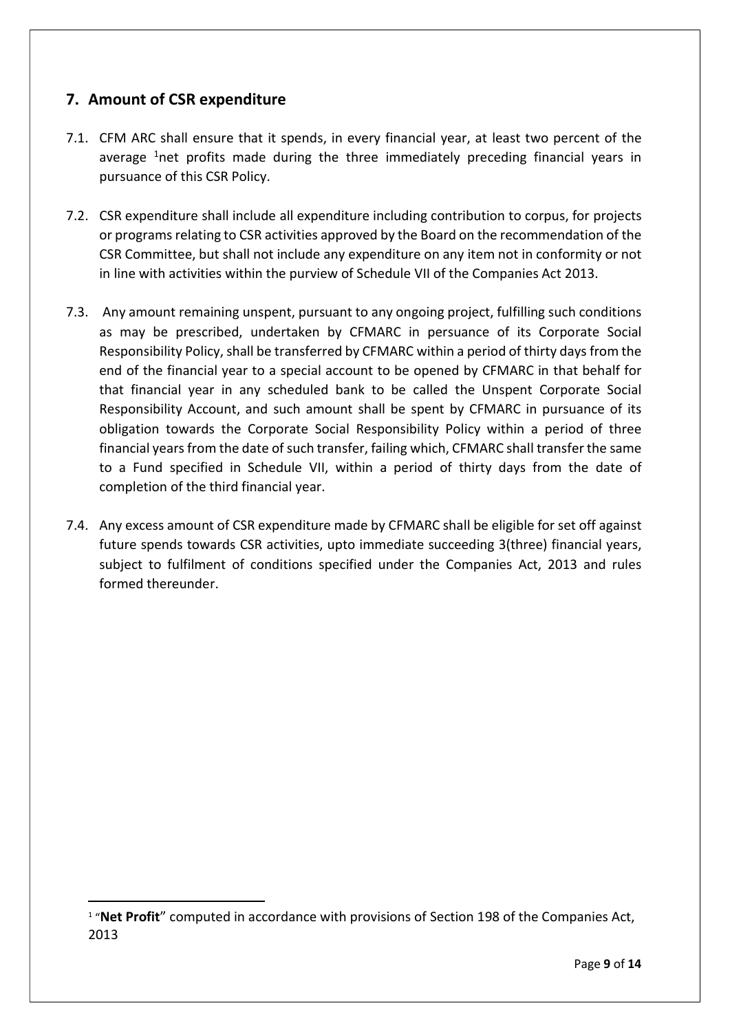## 7. Amount of CSR expenditure

7.1. CFM ARC shall ensure that it spends, in every financial year, at least two percent of the average [1]net profits made during the three immediately preceding financial years in pursuance of this CSR Policy.

7.2. CSR expenditure shall include all expenditure including contribution to corpus, for projects or programs relating to CSR activities approved by the Board on the recommendation of the CSR Committee, but shall not include any expenditure on any item not in conformity or not in line with activities within the purview of Schedule VII of the Companies Act 2013.

7.3. Any amount remaining unspent, pursuant to any ongoing project, fulfilling such conditions as may be prescribed, undertaken by CFMARC in persuance of its Corporate Social Responsibility Policy, shall be transferred by CFMARC within a period of thirty days from the end of the financial year to a special account to be opened by CFMARC in that behalf for that financial year in any scheduled bank to be called the Unspent Corporate Social Responsibility Account, and such amount shall be spent by CFMARC in pursuance of its obligation towards the Corporate Social Responsibility Policy within a period of three financial years from the date of such transfer, failing which, CFMARC shall transfer the same to a Fund specified in Schedule VII, within a period of thirty days from the date of completion of the third financial year.

7.4. Any excess amount of CSR expenditure made by CFMARC shall be eligible for set off against future spends towards CSR activities, upto immediate succeeding 3(three) financial years, subject to fulfilment of conditions specified under the Companies Act, 2013 and rules formed thereunder.

---

[1] "**Net Profit**" computed in accordance with provisions of Section 198 of the Companies Act, 2013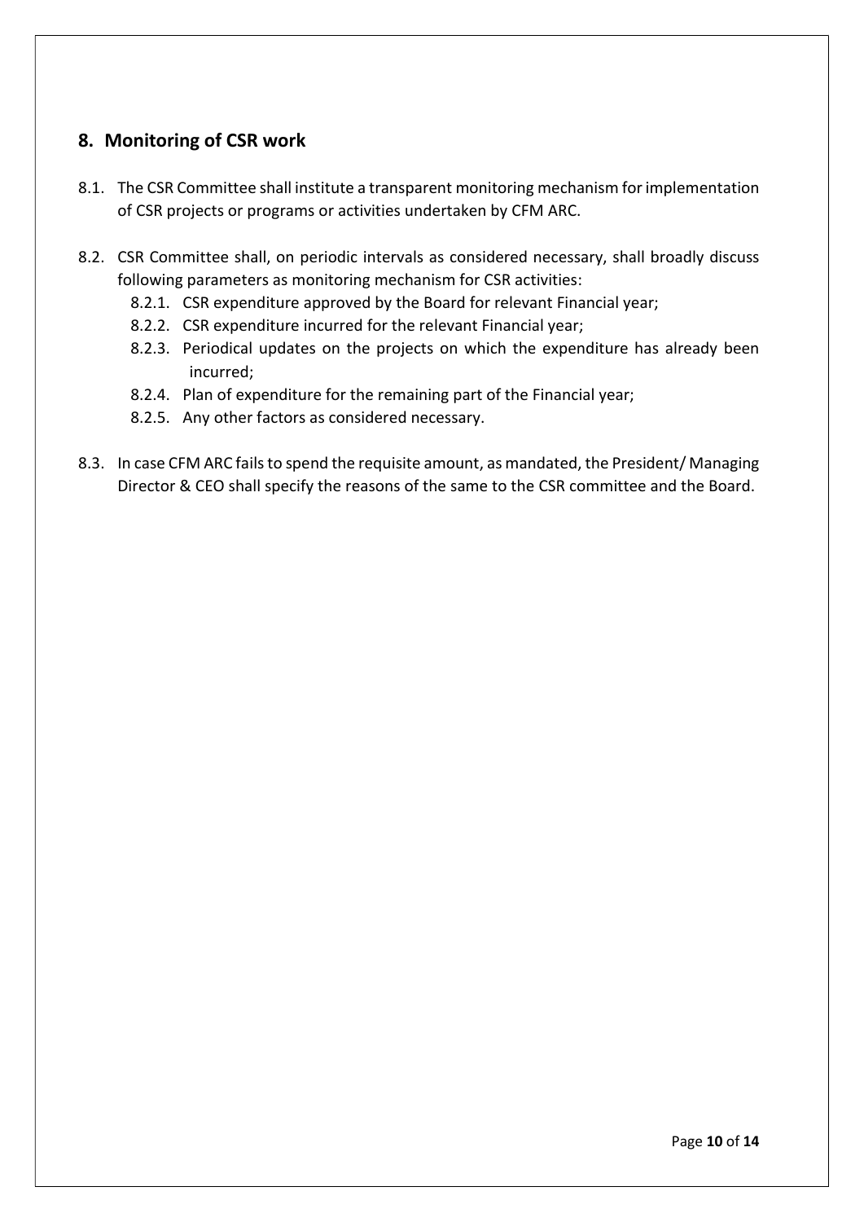## 8. Monitoring of CSR work

8.1. The CSR Committee shall institute a transparent monitoring mechanism for implementation of CSR projects or programs or activities undertaken by CFM ARC.

8.2. CSR Committee shall, on periodic intervals as considered necessary, shall broadly discuss following parameters as monitoring mechanism for CSR activities:

- 8.2.1. CSR expenditure approved by the Board for relevant Financial year;
- 8.2.2. CSR expenditure incurred for the relevant Financial year;
- 8.2.3. Periodical updates on the projects on which the expenditure has already been incurred;
- 8.2.4. Plan of expenditure for the remaining part of the Financial year;
- 8.2.5. Any other factors as considered necessary.

8.3. In case CFM ARC fails to spend the requisite amount, as mandated, the President/ Managing Director & CEO shall specify the reasons of the same to the CSR committee and the Board.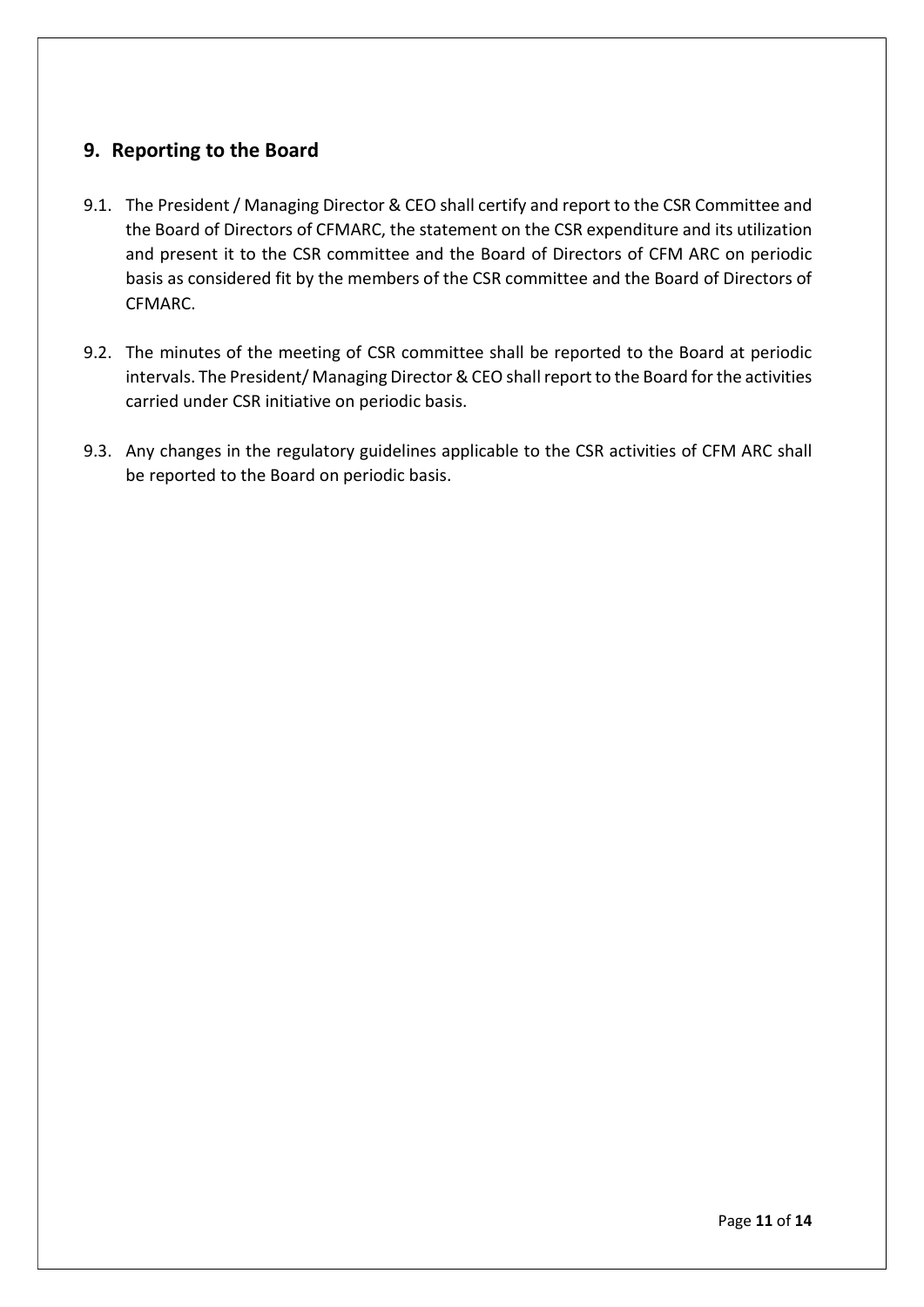## 9. Reporting to the Board

9.1. The President / Managing Director & CEO shall certify and report to the CSR Committee and the Board of Directors of CFMARC, the statement on the CSR expenditure and its utilization and present it to the CSR committee and the Board of Directors of CFM ARC on periodic basis as considered fit by the members of the CSR committee and the Board of Directors of CFMARC.

9.2. The minutes of the meeting of CSR committee shall be reported to the Board at periodic intervals. The President/ Managing Director & CEO shall report to the Board for the activities carried under CSR initiative on periodic basis.

9.3. Any changes in the regulatory guidelines applicable to the CSR activities of CFM ARC shall be reported to the Board on periodic basis.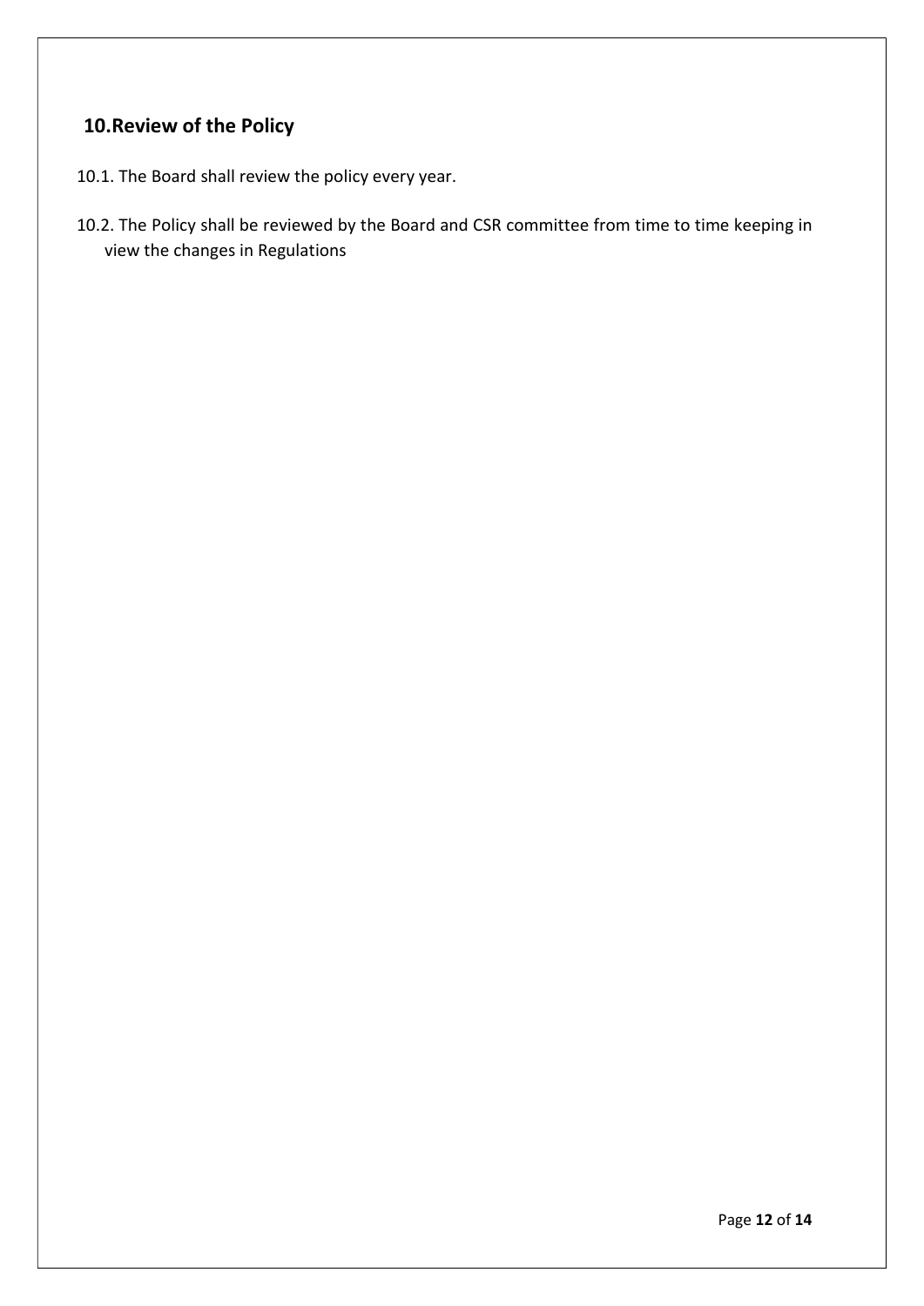## 10.Review of the Policy

10.1. The Board shall review the policy every year.

10.2. The Policy shall be reviewed by the Board and CSR committee from time to time keeping in view the changes in Regulations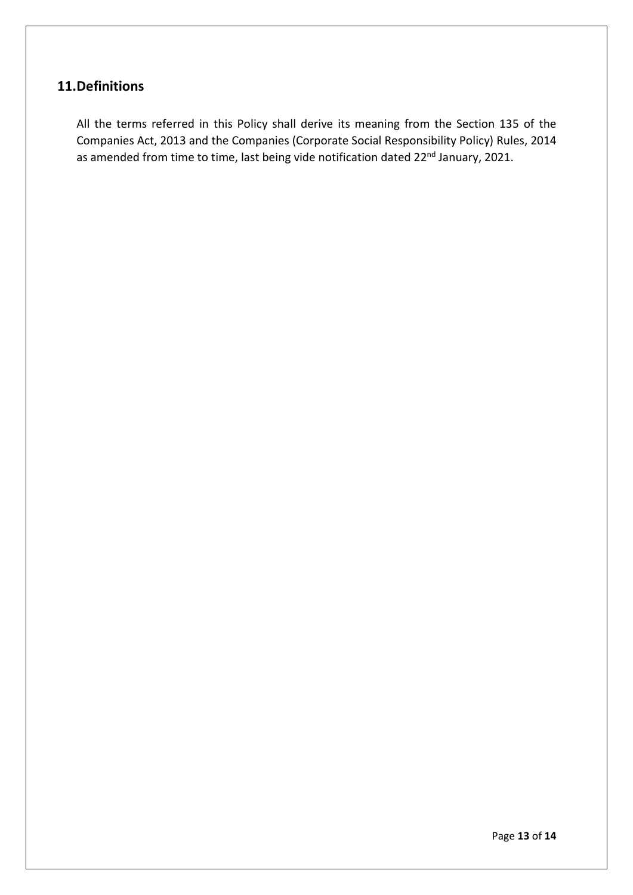## 11.Definitions

All the terms referred in this Policy shall derive its meaning from the Section 135 of the Companies Act, 2013 and the Companies (Corporate Social Responsibility Policy) Rules, 2014 as amended from time to time, last being vide notification dated 22nd January, 2021.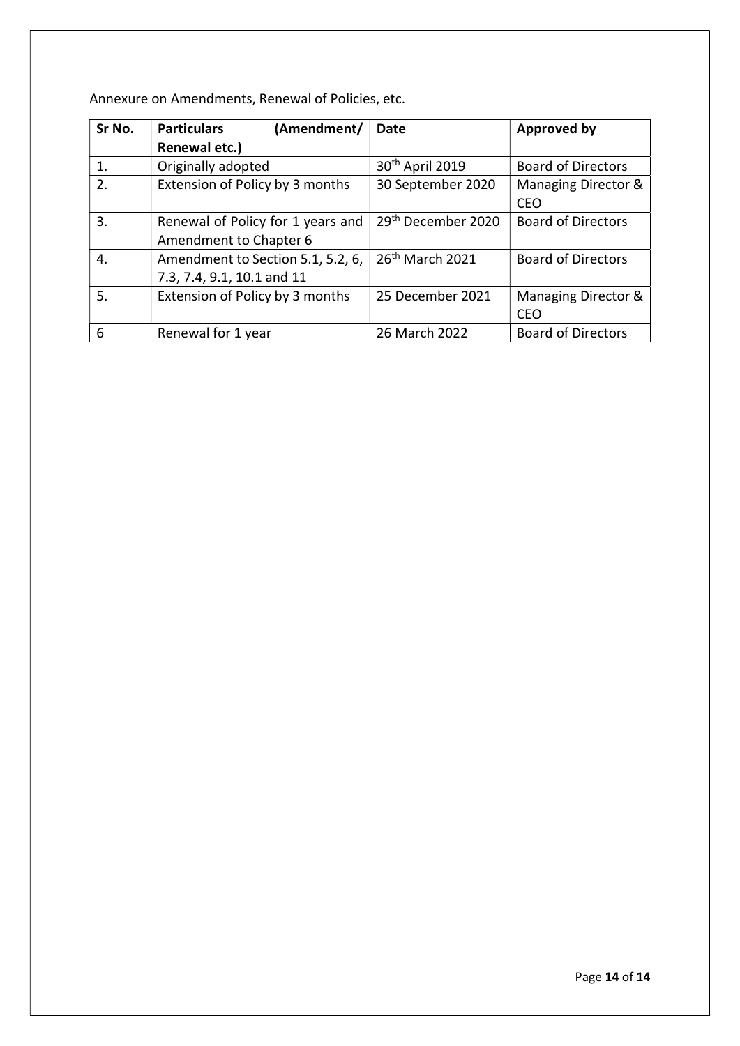Annexure on Amendments, Renewal of Policies, etc.

| Sr No. | Particulars (Amendment/ Renewal etc.) | Date | Approved by |
|---|---|---|---|
| 1. | Originally adopted | 30th April 2019 | Board of Directors |
| 2. | Extension of Policy by 3 months | 30 September 2020 | Managing Director & CEO |
| 3. | Renewal of Policy for 1 years and Amendment to Chapter 6 | 29th December 2020 | Board of Directors |
| 4. | Amendment to Section 5.1, 5.2, 6, 7.3, 7.4, 9.1, 10.1 and 11 | 26th March 2021 | Board of Directors |
| 5. | Extension of Policy by 3 months | 25 December 2021 | Managing Director & CEO |
| 6 | Renewal for 1 year | 26 March 2022 | Board of Directors |